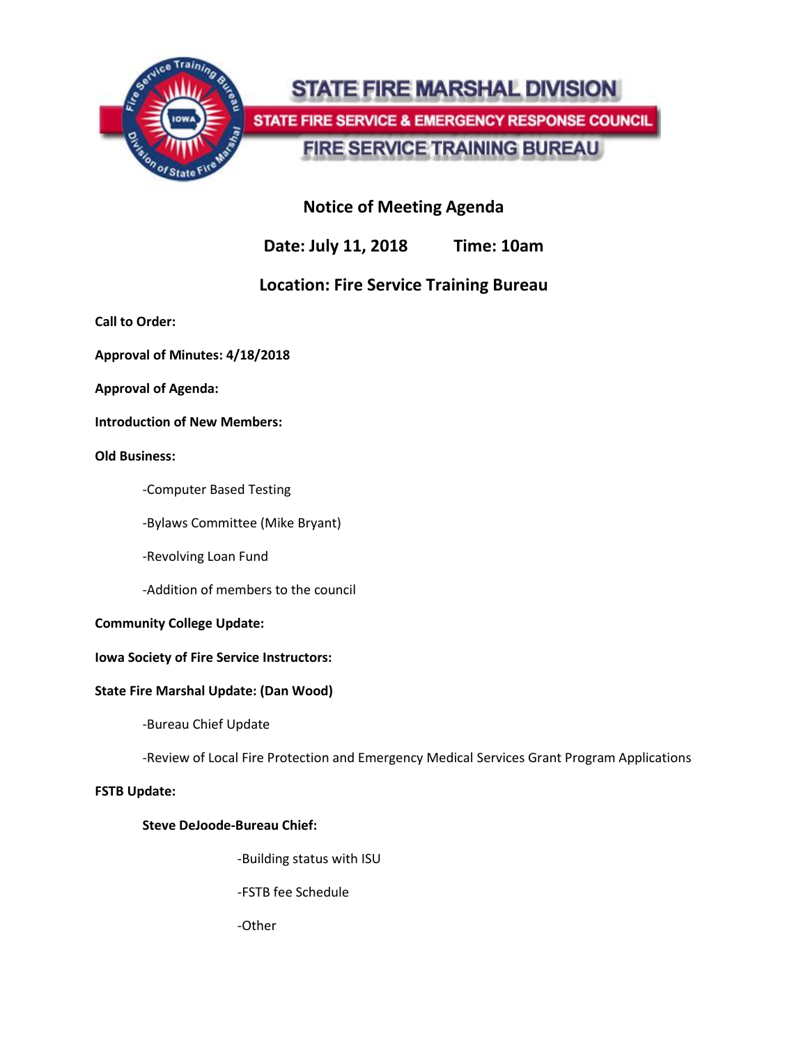# STATE FIRE MARSHAL DIVISION

## STATE FIRE SERVICE & EMERGENCY RESPONSE COUNCIL

## FIRE SERVICE TRAINING BUREAU

### Notice of Meeting Agenda

**Date: July 11, 2018 Time: 10am**

**Location: Fire Service Training Bureau**

**Call to Order:**

**Approval of Minutes: 4/18/2018**

**Approval of Agenda:**

**Introduction of New Members:**

**Old Business:**

- Computer Based Testing
- Bylaws Committee (Mike Bryant)
- Revolving Loan Fund
- Addition of members to the council

**Community College Update:**

**Iowa Society of Fire Service Instructors:**

**State Fire Marshal Update: (Dan Wood)**

- Bureau Chief Update
- Review of Local Fire Protection and Emergency Medical Services Grant Program Applications

**FSTB Update:**

**Steve DeJoode-Bureau Chief:**

- Building status with ISU
- FSTB fee Schedule
- Other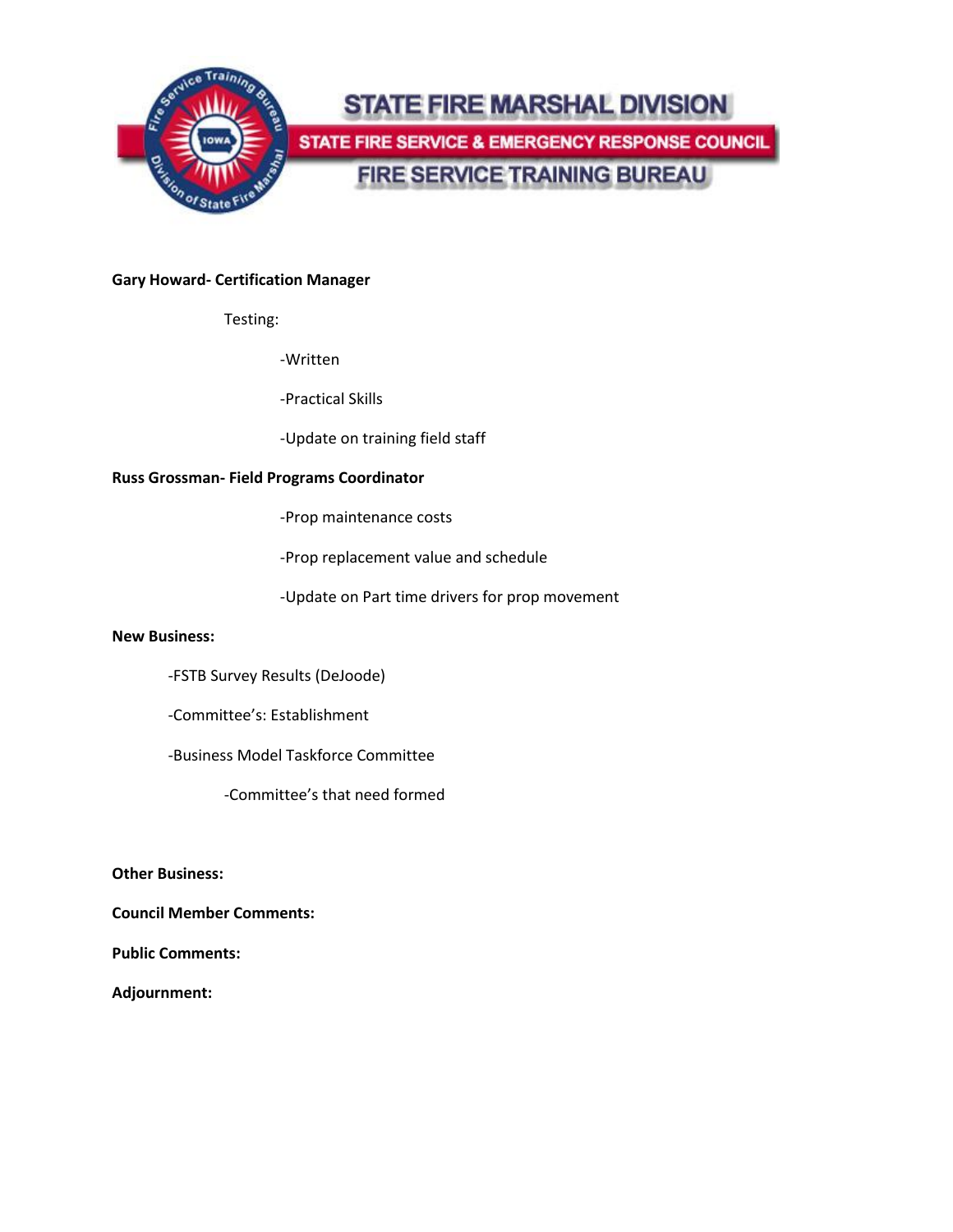STATE FIRE MARSHAL DIVISION

STATE FIRE SERVICE & EMERGENCY RESPONSE COUNCIL

FIRE SERVICE TRAINING BUREAU

**Gary Howard- Certification Manager**

Testing:

- -Written
- -Practical Skills
- -Update on training field staff

**Russ Grossman- Field Programs Coordinator**

- -Prop maintenance costs
- -Prop replacement value and schedule
- -Update on Part time drivers for prop movement

**New Business:**

- -FSTB Survey Results (DeJoode)
- -Committee's: Establishment
- -Business Model Taskforce Committee
  - -Committee's that need formed

**Other Business:**

**Council Member Comments:**

**Public Comments:**

**Adjournment:**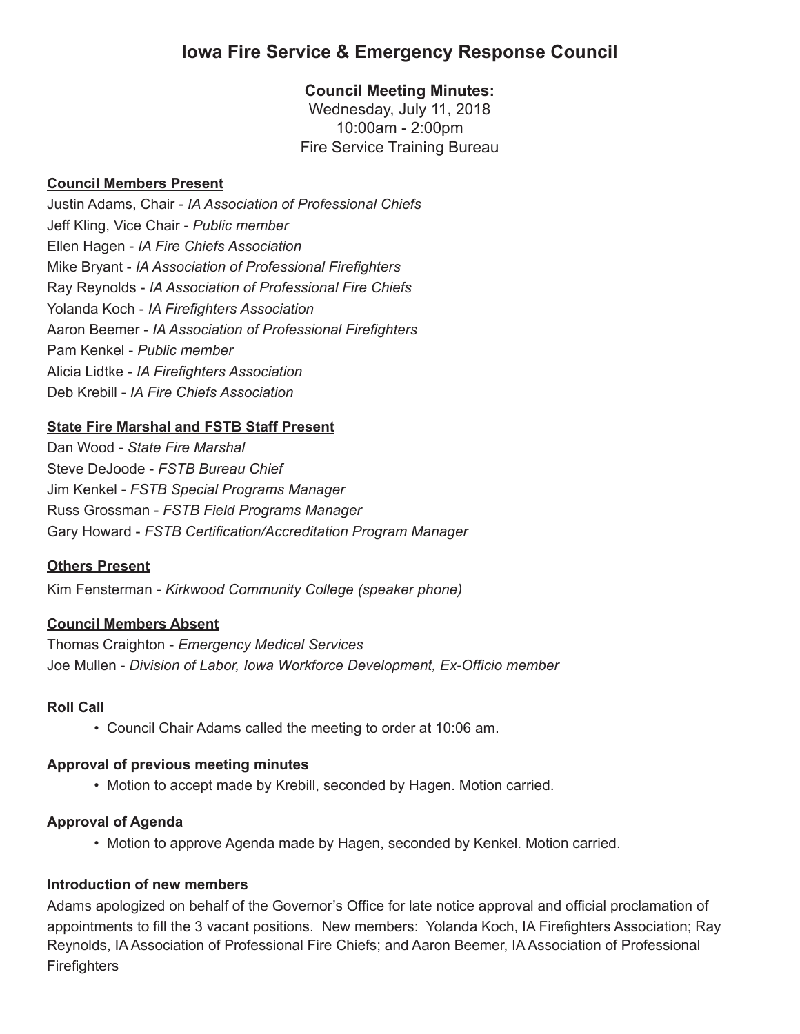# Iowa Fire Service & Emergency Response Council

**Council Meeting Minutes:**
Wednesday, July 11, 2018
10:00am - 2:00pm
Fire Service Training Bureau

**Council Members Present**

Justin Adams, Chair - *IA Association of Professional Chiefs*
Jeff Kling, Vice Chair - *Public member*
Ellen Hagen - *IA Fire Chiefs Association*
Mike Bryant - *IA Association of Professional Firefighters*
Ray Reynolds - *IA Association of Professional Fire Chiefs*
Yolanda Koch - *IA Firefighters Association*
Aaron Beemer - *IA Association of Professional Firefighters*
Pam Kenkel - *Public member*
Alicia Lidtke - *IA Firefighters Association*
Deb Krebill - *IA Fire Chiefs Association*

**State Fire Marshal and FSTB Staff Present**

Dan Wood - *State Fire Marshal*
Steve DeJoode - *FSTB Bureau Chief*
Jim Kenkel - *FSTB Special Programs Manager*
Russ Grossman - *FSTB Field Programs Manager*
Gary Howard - *FSTB Certification/Accreditation Program Manager*

**Others Present**

Kim Fensterman - *Kirkwood Community College (speaker phone)*

**Council Members Absent**

Thomas Craighton - *Emergency Medical Services*
Joe Mullen - *Division of Labor, Iowa Workforce Development, Ex-Officio member*

**Roll Call**

- Council Chair Adams called the meeting to order at 10:06 am.

**Approval of previous meeting minutes**

- Motion to accept made by Krebill, seconded by Hagen. Motion carried.

**Approval of Agenda**

- Motion to approve Agenda made by Hagen, seconded by Kenkel. Motion carried.

**Introduction of new members**

Adams apologized on behalf of the Governor's Office for late notice approval and official proclamation of appointments to fill the 3 vacant positions. New members: Yolanda Koch, IA Firefighters Association; Ray Reynolds, IA Association of Professional Fire Chiefs; and Aaron Beemer, IA Association of Professional Firefighters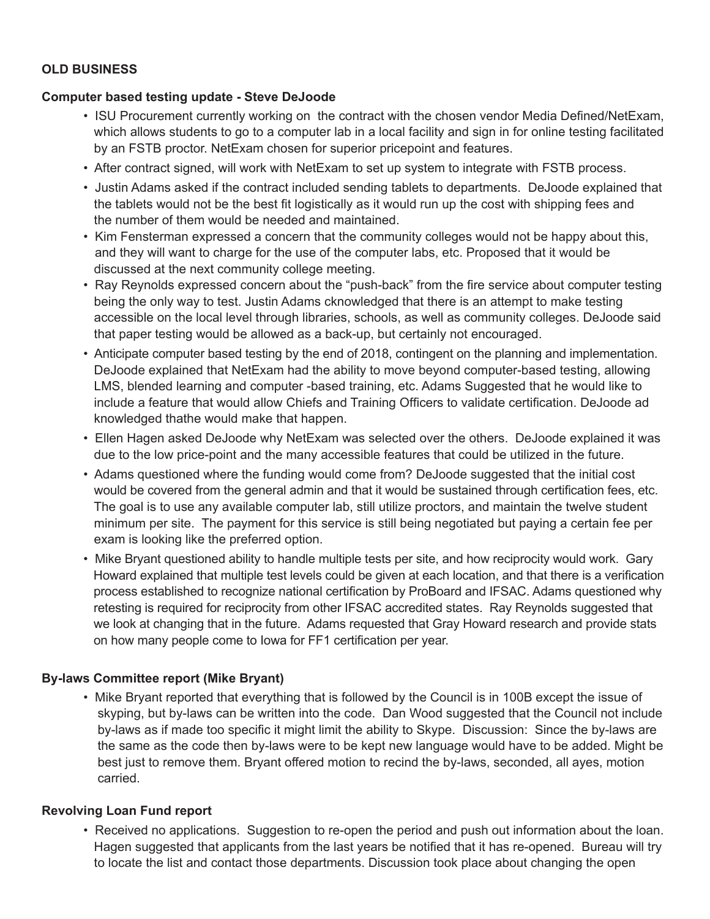**OLD BUSINESS**

**Computer based testing update - Steve DeJoode**

- ISU Procurement currently working on the contract with the chosen vendor Media Defined/NetExam, which allows students to go to a computer lab in a local facility and sign in for online testing facilitated by an FSTB proctor. NetExam chosen for superior pricepoint and features.
- After contract signed, will work with NetExam to set up system to integrate with FSTB process.
- Justin Adams asked if the contract included sending tablets to departments. DeJoode explained that the tablets would not be the best fit logistically as it would run up the cost with shipping fees and the number of them would be needed and maintained.
- Kim Fensterman expressed a concern that the community colleges would not be happy about this, and they will want to charge for the use of the computer labs, etc. Proposed that it would be discussed at the next community college meeting.
- Ray Reynolds expressed concern about the "push-back" from the fire service about computer testing being the only way to test. Justin Adams cknowledged that there is an attempt to make testing accessible on the local level through libraries, schools, as well as community colleges. DeJoode said that paper testing would be allowed as a back-up, but certainly not encouraged.
- Anticipate computer based testing by the end of 2018, contingent on the planning and implementation. DeJoode explained that NetExam had the ability to move beyond computer-based testing, allowing LMS, blended learning and computer -based training, etc. Adams Suggested that he would like to include a feature that would allow Chiefs and Training Officers to validate certification. DeJoode ad knowledged thathe would make that happen.
- Ellen Hagen asked DeJoode why NetExam was selected over the others. DeJoode explained it was due to the low price-point and the many accessible features that could be utilized in the future.
- Adams questioned where the funding would come from? DeJoode suggested that the initial cost would be covered from the general admin and that it would be sustained through certification fees, etc. The goal is to use any available computer lab, still utilize proctors, and maintain the twelve student minimum per site. The payment for this service is still being negotiated but paying a certain fee per exam is looking like the preferred option.
- Mike Bryant questioned ability to handle multiple tests per site, and how reciprocity would work. Gary Howard explained that multiple test levels could be given at each location, and that there is a verification process established to recognize national certification by ProBoard and IFSAC. Adams questioned why retesting is required for reciprocity from other IFSAC accredited states. Ray Reynolds suggested that we look at changing that in the future. Adams requested that Gray Howard research and provide stats on how many people come to Iowa for FF1 certification per year.

**By-laws Committee report (Mike Bryant)**

- Mike Bryant reported that everything that is followed by the Council is in 100B except the issue of skyping, but by-laws can be written into the code. Dan Wood suggested that the Council not include by-laws as if made too specific it might limit the ability to Skype. Discussion: Since the by-laws are the same as the code then by-laws were to be kept new language would have to be added. Might be best just to remove them. Bryant offered motion to recind the by-laws, seconded, all ayes, motion carried.

**Revolving Loan Fund report**

- Received no applications. Suggestion to re-open the period and push out information about the loan. Hagen suggested that applicants from the last years be notified that it has re-opened. Bureau will try to locate the list and contact those departments. Discussion took place about changing the open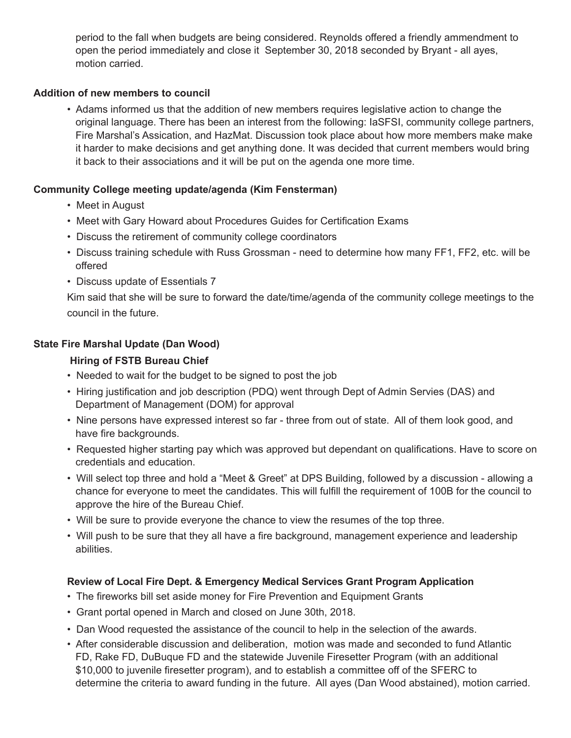period to the fall when budgets are being considered. Reynolds offered a friendly ammendment to open the period immediately and close it September 30, 2018 seconded by Bryant - all ayes, motion carried.

**Addition of new members to council**

- Adams informed us that the addition of new members requires legislative action to change the original language. There has been an interest from the following: IaSFSI, community college partners, Fire Marshal's Assication, and HazMat. Discussion took place about how more members make make it harder to make decisions and get anything done. It was decided that current members would bring it back to their associations and it will be put on the agenda one more time.

**Community College meeting update/agenda (Kim Fensterman)**

- Meet in August
- Meet with Gary Howard about Procedures Guides for Certification Exams
- Discuss the retirement of community college coordinators
- Discuss training schedule with Russ Grossman - need to determine how many FF1, FF2, etc. will be offered
- Discuss update of Essentials 7

Kim said that she will be sure to forward the date/time/agenda of the community college meetings to the council in the future.

**State Fire Marshal Update (Dan Wood)**

**Hiring of FSTB Bureau Chief**

- Needed to wait for the budget to be signed to post the job
- Hiring justification and job description (PDQ) went through Dept of Admin Servies (DAS) and Department of Management (DOM) for approval
- Nine persons have expressed interest so far - three from out of state. All of them look good, and have fire backgrounds.
- Requested higher starting pay which was approved but dependant on qualifications. Have to score on credentials and education.
- Will select top three and hold a "Meet & Greet" at DPS Building, followed by a discussion - allowing a chance for everyone to meet the candidates. This will fulfill the requirement of 100B for the council to approve the hire of the Bureau Chief.
- Will be sure to provide everyone the chance to view the resumes of the top three.
- Will push to be sure that they all have a fire background, management experience and leadership abilities.

**Review of Local Fire Dept. & Emergency Medical Services Grant Program Application**

- The fireworks bill set aside money for Fire Prevention and Equipment Grants
- Grant portal opened in March and closed on June 30th, 2018.
- Dan Wood requested the assistance of the council to help in the selection of the awards.
- After considerable discussion and deliberation, motion was made and seconded to fund Atlantic FD, Rake FD, DuBuque FD and the statewide Juvenile Firesetter Program (with an additional $10,000 to juvenile firesetter program), and to establish a committee off of the SFERC to determine the criteria to award funding in the future. All ayes (Dan Wood abstained), motion carried.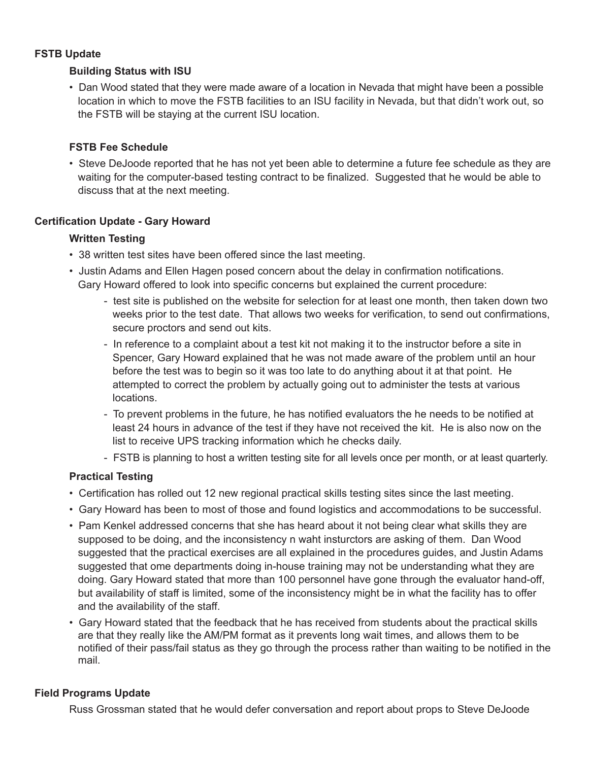## FSTB Update

### Building Status with ISU

- Dan Wood stated that they were made aware of a location in Nevada that might have been a possible location in which to move the FSTB facilities to an ISU facility in Nevada, but that didn't work out, so the FSTB will be staying at the current ISU location.

### FSTB Fee Schedule

- Steve DeJoode reported that he has not yet been able to determine a future fee schedule as they are waiting for the computer-based testing contract to be finalized. Suggested that he would be able to discuss that at the next meeting.

## Certification Update - Gary Howard

### Written Testing

- 38 written test sites have been offered since the last meeting.
- Justin Adams and Ellen Hagen posed concern about the delay in confirmation notifications. Gary Howard offered to look into specific concerns but explained the current procedure:
  - test site is published on the website for selection for at least one month, then taken down two weeks prior to the test date. That allows two weeks for verification, to send out confirmations, secure proctors and send out kits.
  - In reference to a complaint about a test kit not making it to the instructor before a site in Spencer, Gary Howard explained that he was not made aware of the problem until an hour before the test was to begin so it was too late to do anything about it at that point. He attempted to correct the problem by actually going out to administer the tests at various locations.
  - To prevent problems in the future, he has notified evaluators the he needs to be notified at least 24 hours in advance of the test if they have not received the kit. He is also now on the list to receive UPS tracking information which he checks daily.
  - FSTB is planning to host a written testing site for all levels once per month, or at least quarterly.

### Practical Testing

- Certification has rolled out 12 new regional practical skills testing sites since the last meeting.
- Gary Howard has been to most of those and found logistics and accommodations to be successful.
- Pam Kenkel addressed concerns that she has heard about it not being clear what skills they are supposed to be doing, and the inconsistency n waht insturctors are asking of them. Dan Wood suggested that the practical exercises are all explained in the procedures guides, and Justin Adams suggested that ome departments doing in-house training may not be understanding what they are doing. Gary Howard stated that more than 100 personnel have gone through the evaluator hand-off, but availability of staff is limited, some of the inconsistency might be in what the facility has to offer and the availability of the staff.
- Gary Howard stated that the feedback that he has received from students about the practical skills are that they really like the AM/PM format as it prevents long wait times, and allows them to be notified of their pass/fail status as they go through the process rather than waiting to be notified in the mail.

## Field Programs Update

Russ Grossman stated that he would defer conversation and report about props to Steve DeJoode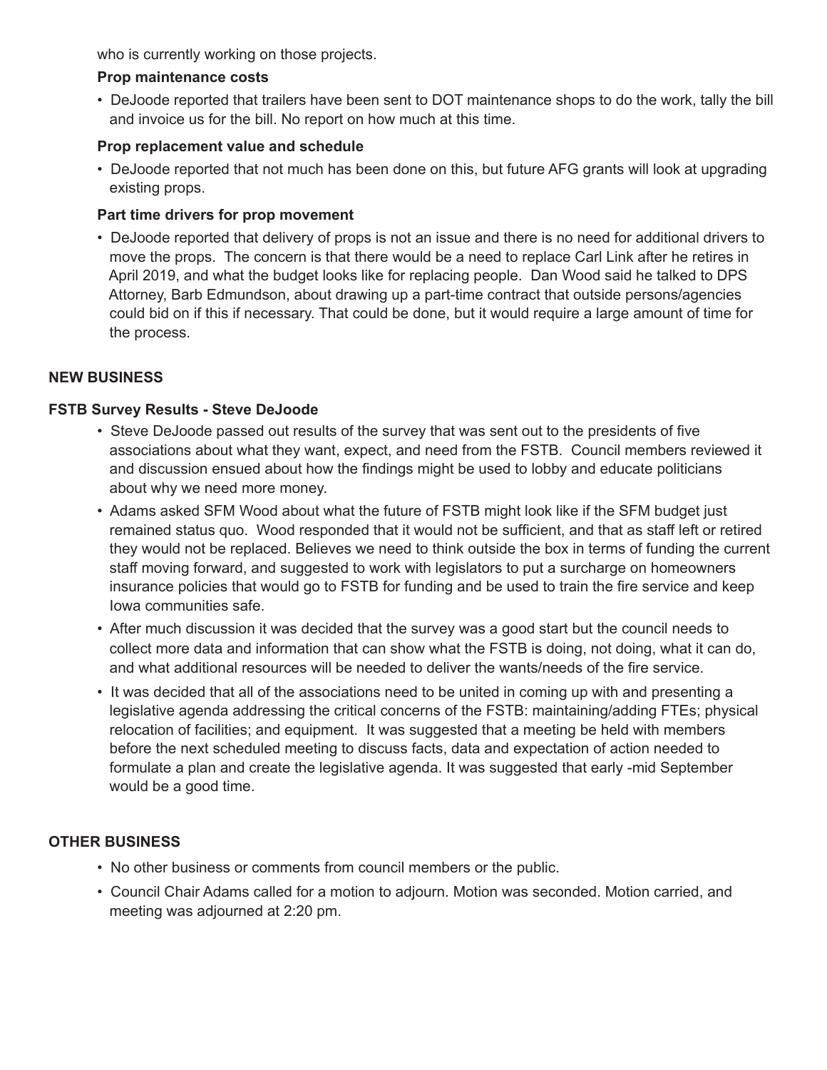who is currently working on those projects.

**Prop maintenance costs**

- DeJoode reported that trailers have been sent to DOT maintenance shops to do the work, tally the bill and invoice us for the bill. No report on how much at this time.

**Prop replacement value and schedule**

- DeJoode reported that not much has been done on this, but future AFG grants will look at upgrading existing props.

**Part time drivers for prop movement**

- DeJoode reported that delivery of props is not an issue and there is no need for additional drivers to move the props. The concern is that there would be a need to replace Carl Link after he retires in April 2019, and what the budget looks like for replacing people. Dan Wood said he talked to DPS Attorney, Barb Edmundson, about drawing up a part-time contract that outside persons/agencies could bid on if this if necessary. That could be done, but it would require a large amount of time for the process.

## NEW BUSINESS

**FSTB Survey Results - Steve DeJoode**

- Steve DeJoode passed out results of the survey that was sent out to the presidents of five associations about what they want, expect, and need from the FSTB. Council members reviewed it and discussion ensued about how the findings might be used to lobby and educate politicians about why we need more money.
- Adams asked SFM Wood about what the future of FSTB might look like if the SFM budget just remained status quo. Wood responded that it would not be sufficient, and that as staff left or retired they would not be replaced. Believes we need to think outside the box in terms of funding the current staff moving forward, and suggested to work with legislators to put a surcharge on homeowners insurance policies that would go to FSTB for funding and be used to train the fire service and keep Iowa communities safe.
- After much discussion it was decided that the survey was a good start but the council needs to collect more data and information that can show what the FSTB is doing, not doing, what it can do, and what additional resources will be needed to deliver the wants/needs of the fire service.
- It was decided that all of the associations need to be united in coming up with and presenting a legislative agenda addressing the critical concerns of the FSTB: maintaining/adding FTEs; physical relocation of facilities; and equipment. It was suggested that a meeting be held with members before the next scheduled meeting to discuss facts, data and expectation of action needed to formulate a plan and create the legislative agenda. It was suggested that early -mid September would be a good time.

## OTHER BUSINESS

- No other business or comments from council members or the public.
- Council Chair Adams called for a motion to adjourn. Motion was seconded. Motion carried, and meeting was adjourned at 2:20 pm.